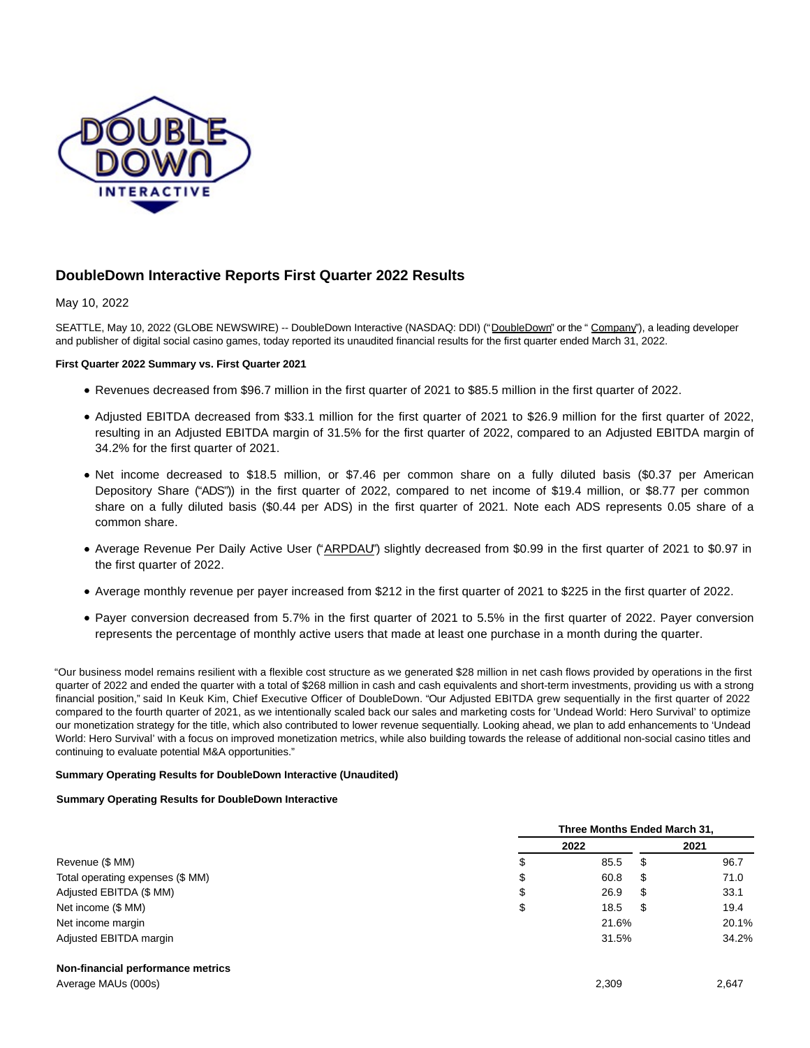# DoubleDown Interactive Reports First Quarter 2022 Results

May 10, 2022

SEATTLE, May 10, 2022 (GLOBE NEWSWIRE) -- DoubleDown Interactive (NASDAQ: DDI) ("DoubleDown" or the " Company"), a leading developer and publisher of digital social casino games, today reported its unaudited financial results for the first quarter ended March 31, 2022.

**First Quarter 2022 Summary vs. First Quarter 2021**

- Revenues decreased from $96.7 million in the first quarter of 2021 to $85.5 million in the first quarter of 2022.
- Adjusted EBITDA decreased from $33.1 million for the first quarter of 2021 to $26.9 million for the first quarter of 2022, resulting in an Adjusted EBITDA margin of 31.5% for the first quarter of 2022, compared to an Adjusted EBITDA margin of 34.2% for the first quarter of 2021.
- Net income decreased to $18.5 million, or $7.46 per common share on a fully diluted basis ($0.37 per American Depository Share ("ADS")) in the first quarter of 2022, compared to net income of $19.4 million, or $8.77 per common share on a fully diluted basis ($0.44 per ADS) in the first quarter of 2021. Note each ADS represents 0.05 share of a common share.
- Average Revenue Per Daily Active User ("ARPDAU") slightly decreased from $0.99 in the first quarter of 2021 to $0.97 in the first quarter of 2022.
- Average monthly revenue per payer increased from $212 in the first quarter of 2021 to $225 in the first quarter of 2022.
- Payer conversion decreased from 5.7% in the first quarter of 2021 to 5.5% in the first quarter of 2022. Payer conversion represents the percentage of monthly active users that made at least one purchase in a month during the quarter.

"Our business model remains resilient with a flexible cost structure as we generated $28 million in net cash flows provided by operations in the first quarter of 2022 and ended the quarter with a total of $268 million in cash and cash equivalents and short-term investments, providing us with a strong financial position," said In Keuk Kim, Chief Executive Officer of DoubleDown. "Our Adjusted EBITDA grew sequentially in the first quarter of 2022 compared to the fourth quarter of 2021, as we intentionally scaled back our sales and marketing costs for 'Undead World: Hero Survival' to optimize our monetization strategy for the title, which also contributed to lower revenue sequentially. Looking ahead, we plan to add enhancements to 'Undead World: Hero Survival' with a focus on improved monetization metrics, while also building towards the release of additional non-social casino titles and continuing to evaluate potential M&A opportunities."

**Summary Operating Results for DoubleDown Interactive (Unaudited)**

**Summary Operating Results for DoubleDown Interactive**

| | Three Months Ended March 31, | |
|---|---|---|
| | 2022 | 2021 |
| Revenue ($ MM) | $ 85.5 | $ 96.7 |
| Total operating expenses ($ MM) | $ 60.8 | $ 71.0 |
| Adjusted EBITDA ($ MM) | $ 26.9 | $ 33.1 |
| Net income ($ MM) | $ 18.5 | $ 19.4 |
| Net income margin | 21.6% | 20.1% |
| Adjusted EBITDA margin | 31.5% | 34.2% |
| **Non-financial performance metrics** | | |
| Average MAUs (000s) | 2,309 | 2,647 |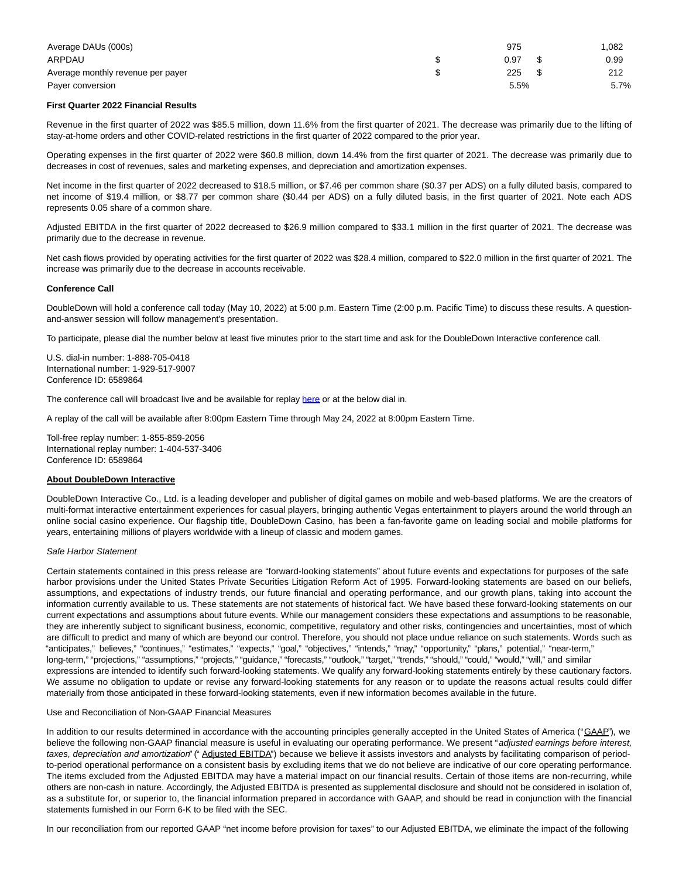| | | | | |
|---|---|---|---|---|
| Average DAUs (000s) | | 975 | | 1,082 |
| ARPDAU | $ | 0.97 | $ | 0.99 |
| Average monthly revenue per payer | $ | 225 | $ | 212 |
| Payer conversion | | 5.5% | | 5.7% |

**First Quarter 2022 Financial Results**

Revenue in the first quarter of 2022 was $85.5 million, down 11.6% from the first quarter of 2021. The decrease was primarily due to the lifting of stay-at-home orders and other COVID-related restrictions in the first quarter of 2022 compared to the prior year.

Operating expenses in the first quarter of 2022 were $60.8 million, down 14.4% from the first quarter of 2021. The decrease was primarily due to decreases in cost of revenues, sales and marketing expenses, and depreciation and amortization expenses.

Net income in the first quarter of 2022 decreased to $18.5 million, or $7.46 per common share ($0.37 per ADS) on a fully diluted basis, compared to net income of $19.4 million, or $8.77 per common share ($0.44 per ADS) on a fully diluted basis, in the first quarter of 2021. Note each ADS represents 0.05 share of a common share.

Adjusted EBITDA in the first quarter of 2022 decreased to $26.9 million compared to $33.1 million in the first quarter of 2021. The decrease was primarily due to the decrease in revenue.

Net cash flows provided by operating activities for the first quarter of 2022 was $28.4 million, compared to $22.0 million in the first quarter of 2021. The increase was primarily due to the decrease in accounts receivable.

**Conference Call**

DoubleDown will hold a conference call today (May 10, 2022) at 5:00 p.m. Eastern Time (2:00 p.m. Pacific Time) to discuss these results. A question-and-answer session will follow management's presentation.

To participate, please dial the number below at least five minutes prior to the start time and ask for the DoubleDown Interactive conference call.

U.S. dial-in number: 1-888-705-0418
International number: 1-929-517-9007
Conference ID: 6589864

The conference call will broadcast live and be available for replay here or at the below dial in.

A replay of the call will be available after 8:00pm Eastern Time through May 24, 2022 at 8:00pm Eastern Time.

Toll-free replay number: 1-855-859-2056
International replay number: 1-404-537-3406
Conference ID: 6589864

**About DoubleDown Interactive**

DoubleDown Interactive Co., Ltd. is a leading developer and publisher of digital games on mobile and web-based platforms. We are the creators of multi-format interactive entertainment experiences for casual players, bringing authentic Vegas entertainment to players around the world through an online social casino experience. Our flagship title, DoubleDown Casino, has been a fan-favorite game on leading social and mobile platforms for years, entertaining millions of players worldwide with a lineup of classic and modern games.

*Safe Harbor Statement*

Certain statements contained in this press release are "forward-looking statements" about future events and expectations for purposes of the safe harbor provisions under the United States Private Securities Litigation Reform Act of 1995. Forward-looking statements are based on our beliefs, assumptions, and expectations of industry trends, our future financial and operating performance, and our growth plans, taking into account the information currently available to us. These statements are not statements of historical fact. We have based these forward-looking statements on our current expectations and assumptions about future events. While our management considers these expectations and assumptions to be reasonable, they are inherently subject to significant business, economic, competitive, regulatory and other risks, contingencies and uncertainties, most of which are difficult to predict and many of which are beyond our control. Therefore, you should not place undue reliance on such statements. Words such as "anticipates," believes," "continues," "estimates," "expects," "goal," "objectives," "intends," "may," "opportunity," "plans," potential," "near-term," long-term," "projections," "assumptions," "projects," "guidance," "forecasts," "outlook," "target," "trends," "should," "could," "would," "will," and similar expressions are intended to identify such forward-looking statements. We qualify any forward-looking statements entirely by these cautionary factors. We assume no obligation to update or revise any forward-looking statements for any reason or to update the reasons actual results could differ materially from those anticipated in these forward-looking statements, even if new information becomes available in the future.

Use and Reconciliation of Non-GAAP Financial Measures

In addition to our results determined in accordance with the accounting principles generally accepted in the United States of America ("GAAP"), we believe the following non-GAAP financial measure is useful in evaluating our operating performance. We present "*adjusted earnings before interest, taxes, depreciation and amortization*" (" Adjusted EBITDA") because we believe it assists investors and analysts by facilitating comparison of period-to-period operational performance on a consistent basis by excluding items that we do not believe are indicative of our core operating performance. The items excluded from the Adjusted EBITDA may have a material impact on our financial results. Certain of those items are non-recurring, while others are non-cash in nature. Accordingly, the Adjusted EBITDA is presented as supplemental disclosure and should not be considered in isolation of, as a substitute for, or superior to, the financial information prepared in accordance with GAAP, and should be read in conjunction with the financial statements furnished in our Form 6-K to be filed with the SEC.

In our reconciliation from our reported GAAP "net income before provision for taxes" to our Adjusted EBITDA, we eliminate the impact of the following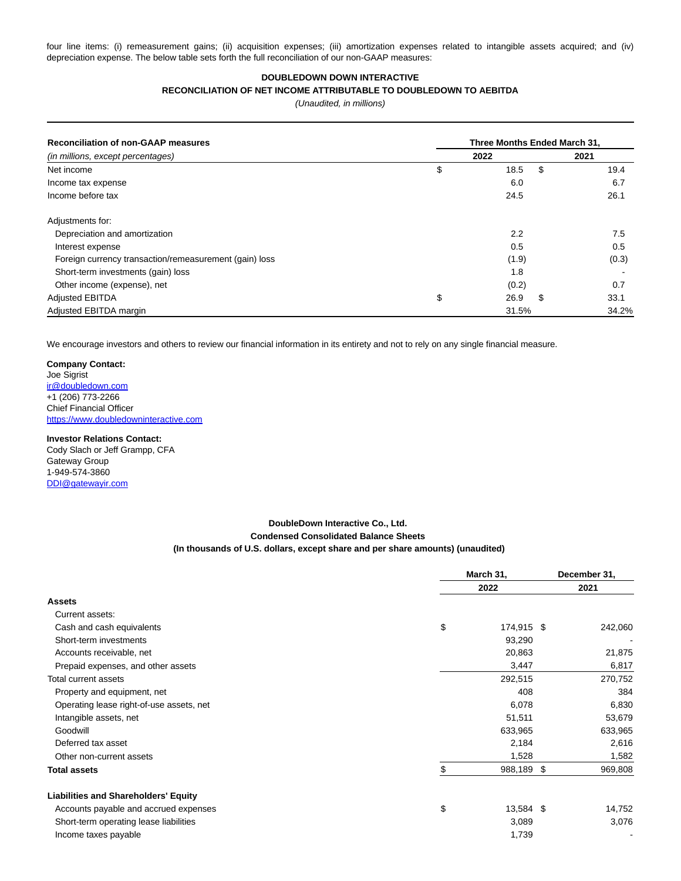four line items: (i) remeasurement gains; (ii) acquisition expenses; (iii) amortization expenses related to intangible assets acquired; and (iv) depreciation expense. The below table sets forth the full reconciliation of our non-GAAP measures:

**DOUBLEDOWN DOWN INTERACTIVE**

**RECONCILIATION OF NET INCOME ATTRIBUTABLE TO DOUBLEDOWN TO AEBITDA**

*(Unaudited, in millions)*

| **Reconciliation of non-GAAP measures** | **Three Months Ended March 31,** | |
|---|---|---|
| *(in millions, except percentages)* | **2022** | **2021** |
| Net income | $ 18.5 | $ 19.4 |
| Income tax expense | 6.0 | 6.7 |
| Income before tax | 24.5 | 26.1 |
| | | |
| Adjustments for: | | |
| Depreciation and amortization | 2.2 | 7.5 |
| Interest expense | 0.5 | 0.5 |
| Foreign currency transaction/remeasurement (gain) loss | (1.9) | (0.3) |
| Short-term investments (gain) loss | 1.8 | - |
| Other income (expense), net | (0.2) | 0.7 |
| Adjusted EBITDA | $ 26.9 | $ 33.1 |
| Adjusted EBITDA margin | 31.5% | 34.2% |

We encourage investors and others to review our financial information in its entirety and not to rely on any single financial measure.

**Company Contact:**
Joe Sigrist
ir@doubledown.com
+1 (206) 773-2266
Chief Financial Officer
https://www.doubledowninteractive.com

**Investor Relations Contact:**
Cody Slach or Jeff Grampp, CFA
Gateway Group
1-949-574-3860
DDI@gatewayir.com

**DoubleDown Interactive Co., Ltd.**

**Condensed Consolidated Balance Sheets**

**(In thousands of U.S. dollars, except share and per share amounts) (unaudited)**

| | **March 31,** | **December 31,** |
|---|---|---|
| | **2022** | **2021** |
| **Assets** | | |
| Current assets: | | |
| Cash and cash equivalents | $ 174,915 | $ 242,060 |
| Short-term investments | 93,290 | - |
| Accounts receivable, net | 20,863 | 21,875 |
| Prepaid expenses, and other assets | 3,447 | 6,817 |
| Total current assets | 292,515 | 270,752 |
| Property and equipment, net | 408 | 384 |
| Operating lease right-of-use assets, net | 6,078 | 6,830 |
| Intangible assets, net | 51,511 | 53,679 |
| Goodwill | 633,965 | 633,965 |
| Deferred tax asset | 2,184 | 2,616 |
| Other non-current assets | 1,528 | 1,582 |
| **Total assets** | $ 988,189 | $ 969,808 |
| | | |
| **Liabilities and Shareholders' Equity** | | |
| Accounts payable and accrued expenses | $ 13,584 | $ 14,752 |
| Short-term operating lease liabilities | 3,089 | 3,076 |
| Income taxes payable | 1,739 | - |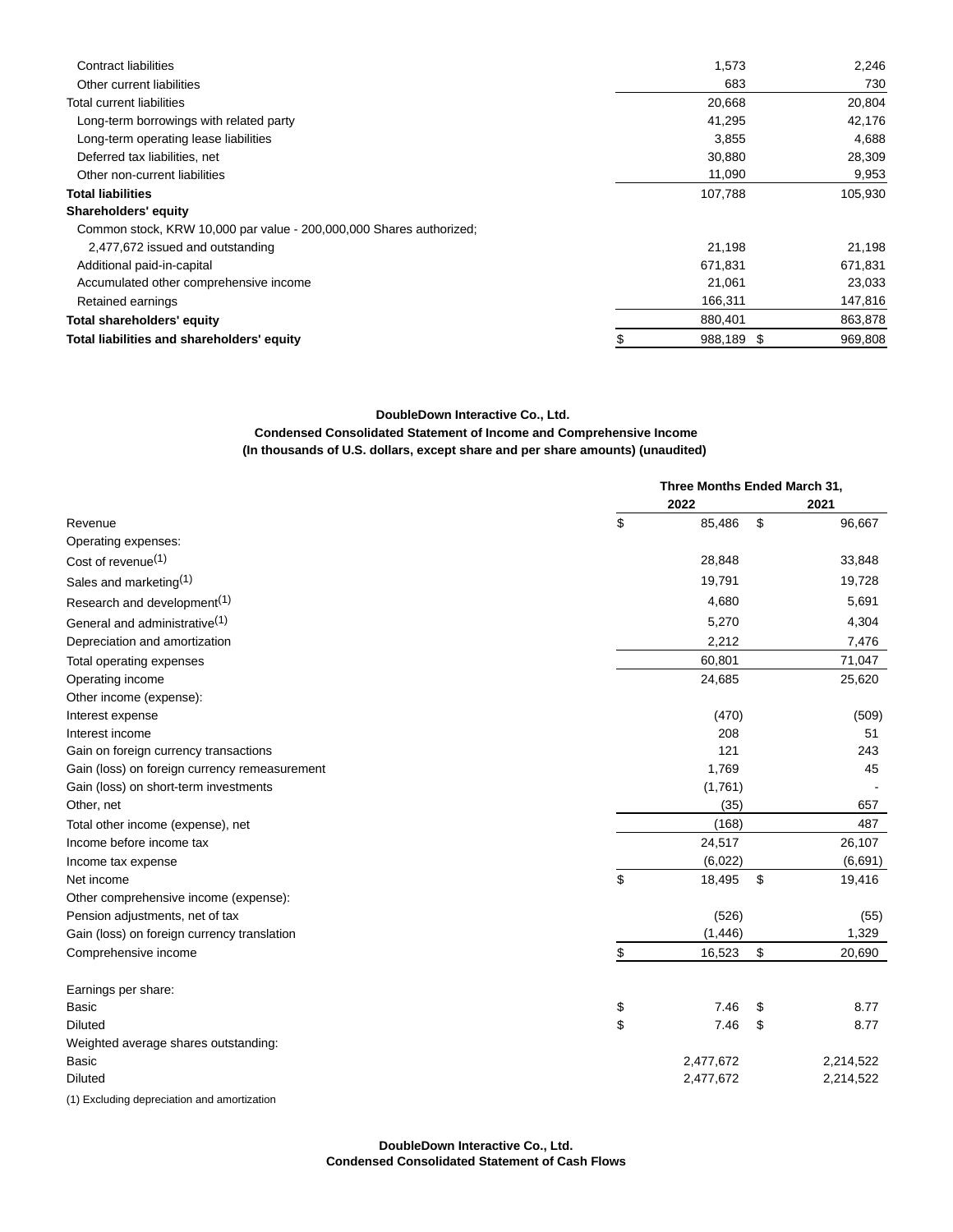| | | |
|---|---|---|
| Contract liabilities | 1,573 | 2,246 |
| Other current liabilities | 683 | 730 |
| Total current liabilities | 20,668 | 20,804 |
| Long-term borrowings with related party | 41,295 | 42,176 |
| Long-term operating lease liabilities | 3,855 | 4,688 |
| Deferred tax liabilities, net | 30,880 | 28,309 |
| Other non-current liabilities | 11,090 | 9,953 |
| **Total liabilities** | 107,788 | 105,930 |
| **Shareholders' equity** | | |
| Common stock, KRW 10,000 par value - 200,000,000 Shares authorized; 2,477,672 issued and outstanding | 21,198 | 21,198 |
| Additional paid-in-capital | 671,831 | 671,831 |
| Accumulated other comprehensive income | 21,061 | 23,033 |
| Retained earnings | 166,311 | 147,816 |
| **Total shareholders' equity** | 880,401 | 863,878 |
| **Total liabilities and shareholders' equity** | $ 988,189 | $ 969,808 |

**DoubleDown Interactive Co., Ltd.**
**Condensed Consolidated Statement of Income and Comprehensive Income**
**(In thousands of U.S. dollars, except share and per share amounts) (unaudited)**

| | Three Months Ended March 31, | |
|---|---|---|
| | 2022 | 2021 |
| Revenue | $ 85,486 | $ 96,667 |
| Operating expenses: | | |
| Cost of revenue(1) | 28,848 | 33,848 |
| Sales and marketing(1) | 19,791 | 19,728 |
| Research and development(1) | 4,680 | 5,691 |
| General and administrative(1) | 5,270 | 4,304 |
| Depreciation and amortization | 2,212 | 7,476 |
| Total operating expenses | 60,801 | 71,047 |
| Operating income | 24,685 | 25,620 |
| Other income (expense): | | |
| Interest expense | (470) | (509) |
| Interest income | 208 | 51 |
| Gain on foreign currency transactions | 121 | 243 |
| Gain (loss) on foreign currency remeasurement | 1,769 | 45 |
| Gain (loss) on short-term investments | (1,761) | - |
| Other, net | (35) | 657 |
| Total other income (expense), net | (168) | 487 |
| Income before income tax | 24,517 | 26,107 |
| Income tax expense | (6,022) | (6,691) |
| Net income | $ 18,495 | $ 19,416 |
| Other comprehensive income (expense): | | |
| Pension adjustments, net of tax | (526) | (55) |
| Gain (loss) on foreign currency translation | (1,446) | 1,329 |
| Comprehensive income | $ 16,523 | $ 20,690 |
| | | |
| Earnings per share: | | |
| Basic | $ 7.46 | $ 8.77 |
| Diluted | $ 7.46 | $ 8.77 |
| Weighted average shares outstanding: | | |
| Basic | 2,477,672 | 2,214,522 |
| Diluted | 2,477,672 | 2,214,522 |

(1) Excluding depreciation and amortization

**DoubleDown Interactive Co., Ltd.**
**Condensed Consolidated Statement of Cash Flows**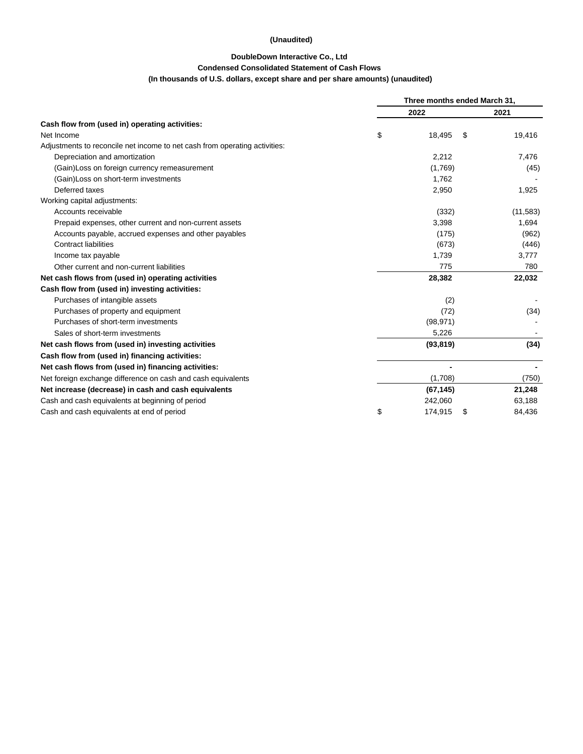**(Unaudited)**

**DoubleDown Interactive Co., Ltd**

**Condensed Consolidated Statement of Cash Flows**

**(In thousands of U.S. dollars, except share and per share amounts) (unaudited)**

| | Three months ended March 31, | |
|---|---|---|
| | 2022 | 2021 |
| **Cash flow from (used in) operating activities:** | | |
| Net Income | $ 18,495 | $ 19,416 |
| Adjustments to reconcile net income to net cash from operating activities: | | |
| Depreciation and amortization | 2,212 | 7,476 |
| (Gain)Loss on foreign currency remeasurement | (1,769) | (45) |
| (Gain)Loss on short-term investments | 1,762 | - |
| Deferred taxes | 2,950 | 1,925 |
| Working capital adjustments: | | |
| Accounts receivable | (332) | (11,583) |
| Prepaid expenses, other current and non-current assets | 3,398 | 1,694 |
| Accounts payable, accrued expenses and other payables | (175) | (962) |
| Contract liabilities | (673) | (446) |
| Income tax payable | 1,739 | 3,777 |
| Other current and non-current liabilities | 775 | 780 |
| **Net cash flows from (used in) operating activities** | **28,382** | **22,032** |
| **Cash flow from (used in) investing activities:** | | |
| Purchases of intangible assets | (2) | - |
| Purchases of property and equipment | (72) | (34) |
| Purchases of short-term investments | (98,971) | - |
| Sales of short-term investments | 5,226 | - |
| **Net cash flows from (used in) investing activities** | **(93,819)** | **(34)** |
| **Cash flow from (used in) financing activities:** | | |
| **Net cash flows from (used in) financing activities:** | **-** | **-** |
| Net foreign exchange difference on cash and cash equivalents | (1,708) | (750) |
| **Net increase (decrease) in cash and cash equivalents** | **(67,145)** | **21,248** |
| Cash and cash equivalents at beginning of period | 242,060 | 63,188 |
| Cash and cash equivalents at end of period | $ 174,915 | $ 84,436 |